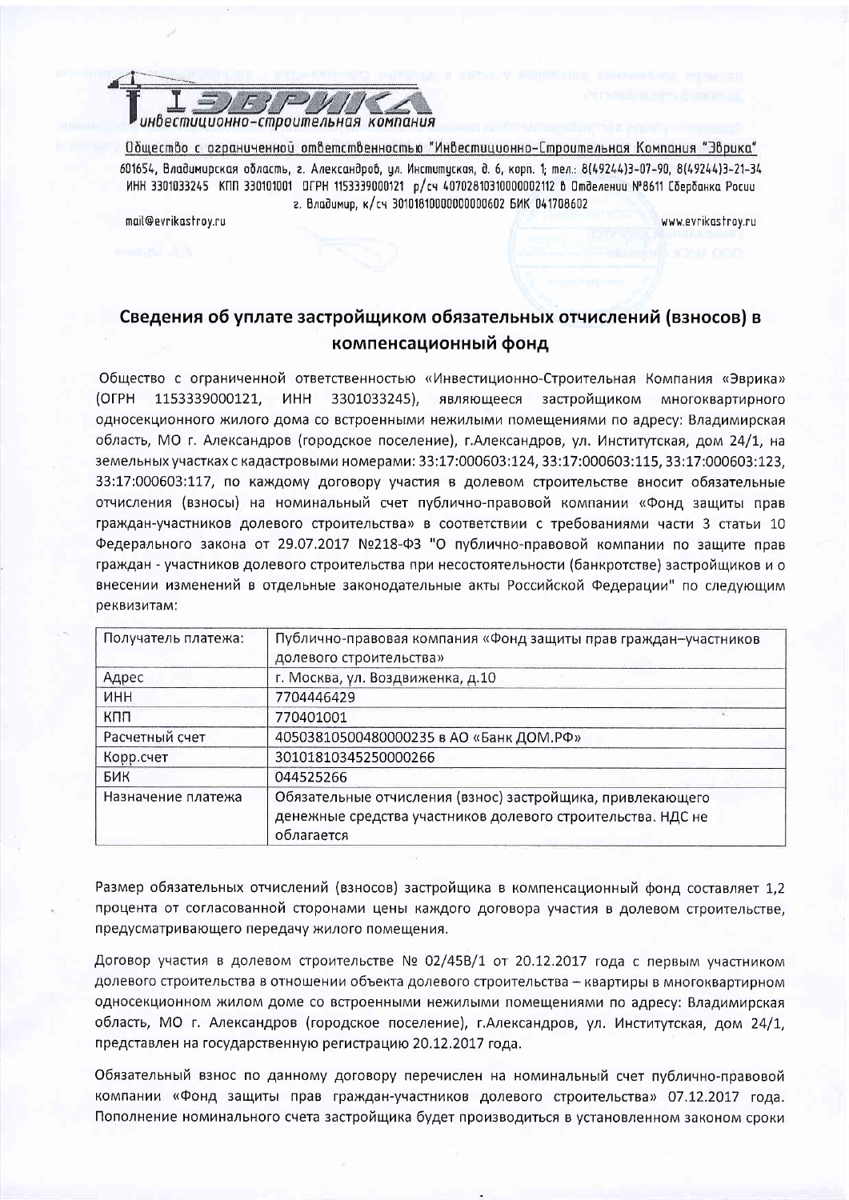ЭВРИКА
инвестиционно-строительная компания

Общество с ограниченной ответственностью "Инвестиционно-Строительная Компания "Эврика"
601654, Владимирская область, г. Александров, ул. Институтская, д. 6, корп. 1; тел.: 8(49244)3-07-90, 8(49244)3-21-34
ИНН 3301033245 КПП 330101001 ОГРН 1153339000121 р/сч 40702810310000002112 в Отделении №8611 Сбербанка России г. Владимир, к/сч 30101810000000000602 БИК 041708602

mail@evrikastroy.ru www.evrikastroy.ru

## Сведения об уплате застройщиком обязательных отчислений (взносов) в компенсационный фонд

Общество с ограниченной ответственностью «Инвестиционно-Строительная Компания «Эврика» (ОГРН 1153339000121, ИНН 3301033245), являющееся застройщиком многоквартирного односекционного жилого дома со встроенными нежилыми помещениями по адресу: Владимирская область, МО г. Александров (городское поселение), г.Александров, ул. Институтская, дом 24/1, на земельных участках с кадастровыми номерами: 33:17:000603:124, 33:17:000603:115, 33:17:000603:123, 33:17:000603:117, по каждому договору участия в долевом строительстве вносит обязательные отчисления (взносы) на номинальный счет публично-правовой компании «Фонд защиты прав граждан-участников долевого строительства» в соответствии с требованиями части 3 статьи 10 Федерального закона от 29.07.2017 №218-ФЗ "О публично-правовой компании по защите прав граждан - участников долевого строительства при несостоятельности (банкротстве) застройщиков и о внесении изменений в отдельные законодательные акты Российской Федерации" по следующим реквизитам:

| Получатель платежа: | Публично-правовая компания «Фонд защиты прав граждан–участников долевого строительства» |
|---|---|
| Адрес | г. Москва, ул. Воздвиженка, д.10 |
| ИНН | 7704446429 |
| КПП | 770401001 |
| Расчетный счет | 40503810500480000235 в АО «Банк ДОМ.РФ» |
| Корр.счет | 30101810345250000266 |
| БИК | 044525266 |
| Назначение платежа | Обязательные отчисления (взнос) застройщика, привлекающего денежные средства участников долевого строительства. НДС не облагается |

Размер обязательных отчислений (взносов) застройщика в компенсационный фонд составляет 1,2 процента от согласованной сторонами цены каждого договора участия в долевом строительстве, предусматривающего передачу жилого помещения.

Договор участия в долевом строительстве № 02/45В/1 от 20.12.2017 года с первым участником долевого строительства в отношении объекта долевого строительства – квартиры в многоквартирном односекционном жилом доме со встроенными нежилыми помещениями по адресу: Владимирская область, МО г. Александров (городское поселение), г.Александров, ул. Институтская, дом 24/1, представлен на государственную регистрацию 20.12.2017 года.

Обязательный взнос по данному договору перечислен на номинальный счет публично-правовой компании «Фонд защиты прав граждан-участников долевого строительства» 07.12.2017 года. Пополнение номинального счета застройщика будет производиться в установленном законом сроки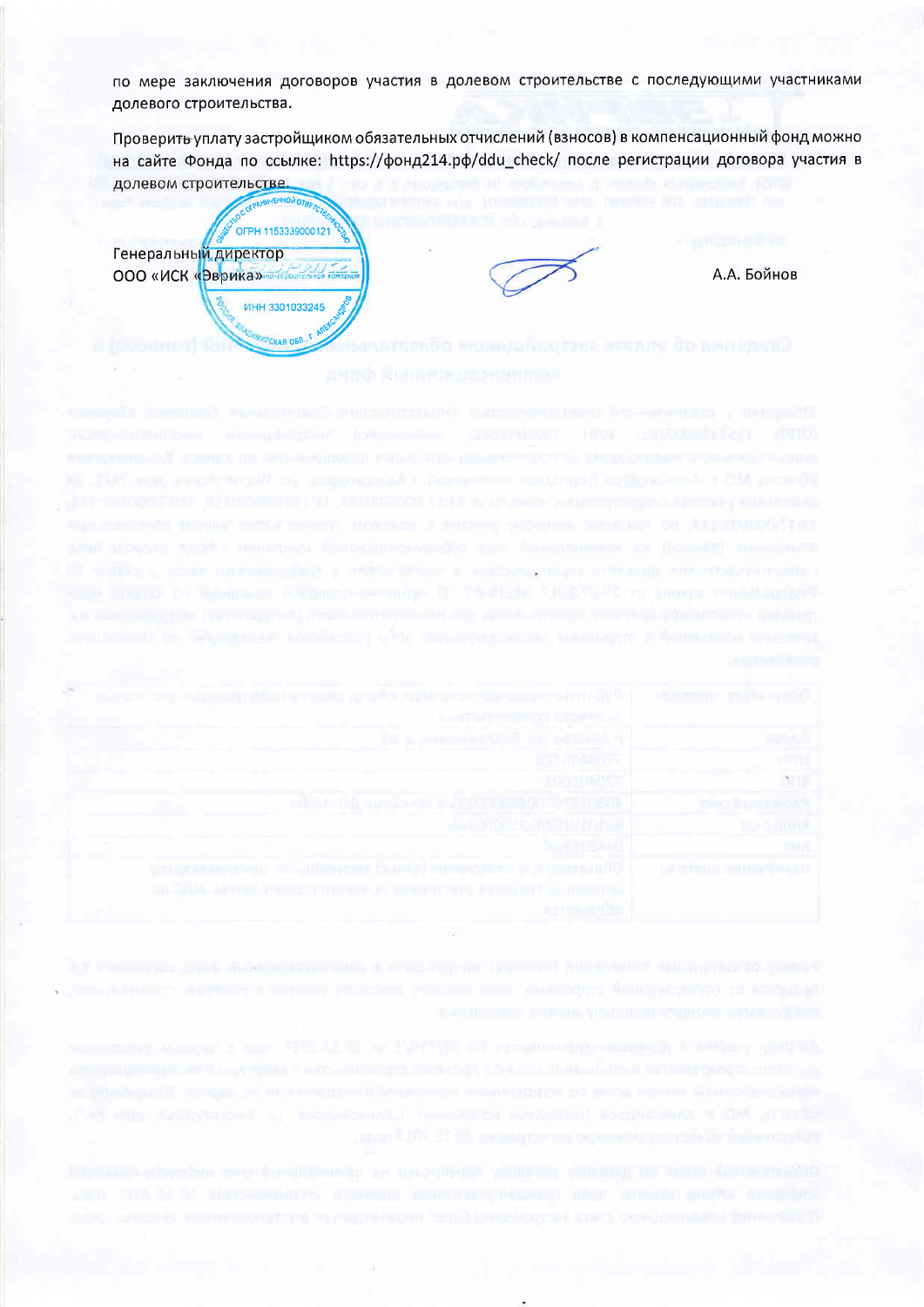по мере заключения договоров участия в долевом строительстве с последующими участниками долевого строительства.

Проверить уплату застройщиком обязательных отчислений (взносов) в компенсационный фонд можно на сайте Фонда по ссылке: https://фонд214.рф/ddu_check/ после регистрации договора участия в долевом строительстве.

Генеральный директор
ООО «ИСК «Эврика» А.А. Бойнов